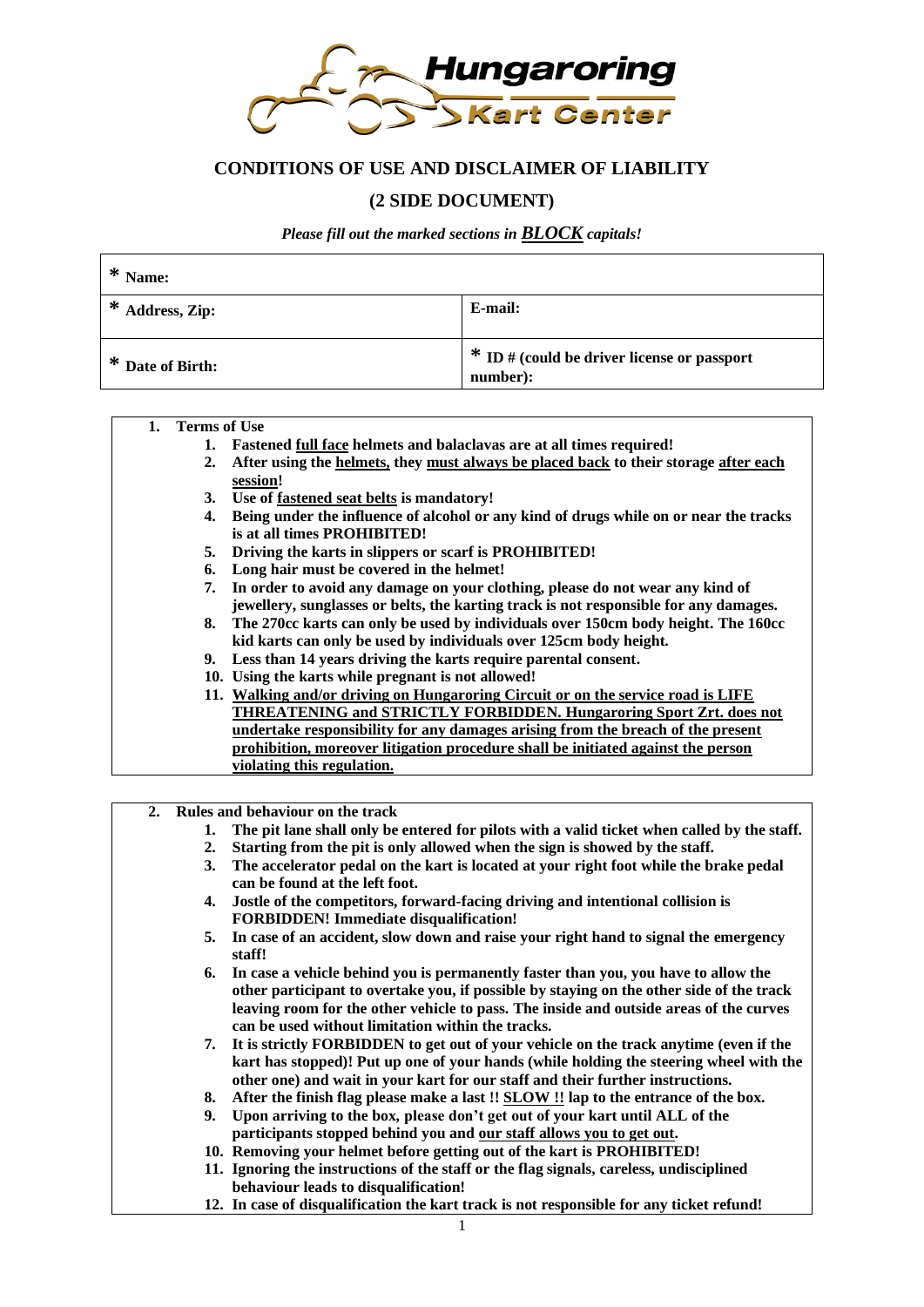Hungaroring Kart Center

## CONDITIONS OF USE AND DISCLAIMER OF LIABILITY

## (2 SIDE DOCUMENT)

*Please fill out the marked sections in **BLOCK** capitals!*

| * Name: | |
|---|---|
| * Address, Zip: | E-mail: |
| * Date of Birth: | * ID # (could be driver license or passport number): |

**1. Terms of Use**

1. **Fastened <u>full face</u> helmets and balaclavas are at all times required!**
2. **After using the <u>helmets,</u> they <u>must always be placed back</u> to their storage <u>after each session</u>!**
3. **Use of <u>fastened seat belts</u> is mandatory!**
4. **Being under the influence of alcohol or any kind of drugs while on or near the tracks is at all times PROHIBITED!**
5. **Driving the karts in slippers or scarf is PROHIBITED!**
6. **Long hair must be covered in the helmet!**
7. **In order to avoid any damage on your clothing, please do not wear any kind of jewellery, sunglasses or belts, the karting track is not responsible for any damages.**
8. **The 270cc karts can only be used by individuals over 150cm body height. The 160cc kid karts can only be used by individuals over 125cm body height.**
9. **Less than 14 years driving the karts require parental consent.**
10. **Using the karts while pregnant is not allowed!**
11. **<u>Walking and/or driving on Hungaroring Circuit or on the service road is LIFE THREATENING and STRICTLY FORBIDDEN. Hungaroring Sport Zrt. does not undertake responsibility for any damages arising from the breach of the present prohibition, moreover litigation procedure shall be initiated against the person violating this regulation.</u>**

**2. Rules and behaviour on the track**

1. **The pit lane shall only be entered for pilots with a valid ticket when called by the staff.**
2. **Starting from the pit is only allowed when the sign is showed by the staff.**
3. **The accelerator pedal on the kart is located at your right foot while the brake pedal can be found at the left foot.**
4. **Jostle of the competitors, forward-facing driving and intentional collision is FORBIDDEN! Immediate disqualification!**
5. **In case of an accident, slow down and raise your right hand to signal the emergency staff!**
6. **In case a vehicle behind you is permanently faster than you, you have to allow the other participant to overtake you, if possible by staying on the other side of the track leaving room for the other vehicle to pass. The inside and outside areas of the curves can be used without limitation within the tracks.**
7. **It is strictly FORBIDDEN to get out of your vehicle on the track anytime (even if the kart has stopped)! Put up one of your hands (while holding the steering wheel with the other one) and wait in your kart for our staff and their further instructions.**
8. **After the finish flag please make a last !! <u>SLOW !!</u> lap to the entrance of the box.**
9. **Upon arriving to the box, please don't get out of your kart until ALL of the participants stopped behind you and <u>our staff allows you to get out</u>.**
10. **Removing your helmet before getting out of the kart is PROHIBITED!**
11. **Ignoring the instructions of the staff or the flag signals, careless, undisciplined behaviour leads to disqualification!**
12. **In case of disqualification the kart track is not responsible for any ticket refund!**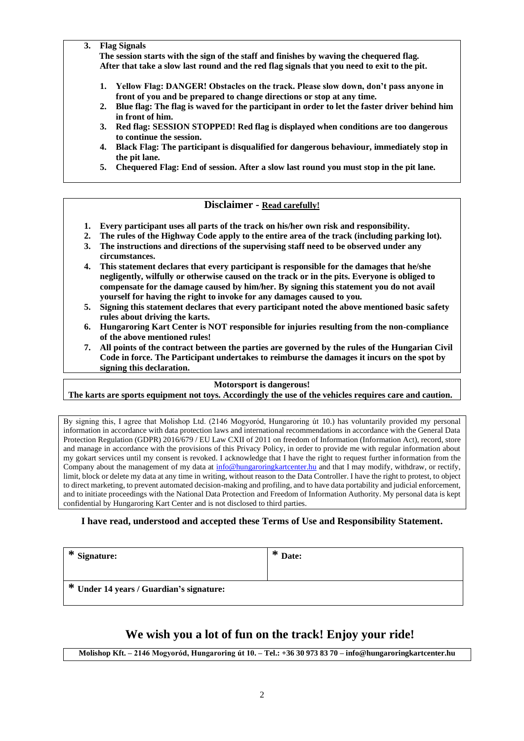**3. Flag Signals**

**The session starts with the sign of the staff and finishes by waving the chequered flag. After that take a slow last round and the red flag signals that you need to exit to the pit.**

1. **Yellow Flag: DANGER! Obstacles on the track. Please slow down, don't pass anyone in front of you and be prepared to change directions or stop at any time.**
2. **Blue flag: The flag is waved for the participant in order to let the faster driver behind him in front of him.**
3. **Red flag: SESSION STOPPED! Red flag is displayed when conditions are too dangerous to continue the session.**
4. **Black Flag: The participant is disqualified for dangerous behaviour, immediately stop in the pit lane.**
5. **Chequered Flag: End of session. After a slow last round you must stop in the pit lane.**

## Disclaimer - Read carefully!

1. **Every participant uses all parts of the track on his/her own risk and responsibility.**
2. **The rules of the Highway Code apply to the entire area of the track (including parking lot).**
3. **The instructions and directions of the supervising staff need to be observed under any circumstances.**
4. **This statement declares that every participant is responsible for the damages that he/she negligently, wilfully or otherwise caused on the track or in the pits. Everyone is obliged to compensate for the damage caused by him/her. By signing this statement you do not avail yourself for having the right to invoke for any damages caused to you.**
5. **Signing this statement declares that every participant noted the above mentioned basic safety rules about driving the karts.**
6. **Hungaroring Kart Center is NOT responsible for injuries resulting from the non-compliance of the above mentioned rules!**
7. **All points of the contract between the parties are governed by the rules of the Hungarian Civil Code in force. The Participant undertakes to reimburse the damages it incurs on the spot by signing this declaration.**

**Motorsport is dangerous!**
**The karts are sports equipment not toys. Accordingly the use of the vehicles requires care and caution.**

By signing this, I agree that Molishop Ltd. (2146 Mogyoród, Hungaroring út 10.) has voluntarily provided my personal information in accordance with data protection laws and international recommendations in accordance with the General Data Protection Regulation (GDPR) 2016/679 / EU Law CXII of 2011 on freedom of Information (Information Act), record, store and manage in accordance with the provisions of this Privacy Policy, in order to provide me with regular information about my gokart services until my consent is revoked. I acknowledge that I have the right to request further information from the Company about the management of my data at info@hungaroringkartcenter.hu and that I may modify, withdraw, or rectify, limit, block or delete my data at any time in writing, without reason to the Data Controller. I have the right to protest, to object to direct marketing, to prevent automated decision-making and profiling, and to have data portability and judicial enforcement, and to initiate proceedings with the National Data Protection and Freedom of Information Authority. My personal data is kept confidential by Hungaroring Kart Center and is not disclosed to third parties.

**I have read, understood and accepted these Terms of Use and Responsibility Statement.**

| | |
|---|---|
| * **Signature:** | * **Date:** |
| * **Under 14 years / Guardian's signature:** | |

## We wish you a lot of fun on the track! Enjoy your ride!

**Molishop Kft. – 2146 Mogyoród, Hungaroring út 10. – Tel.: +36 30 973 83 70 – info@hungaroringkartcenter.hu**